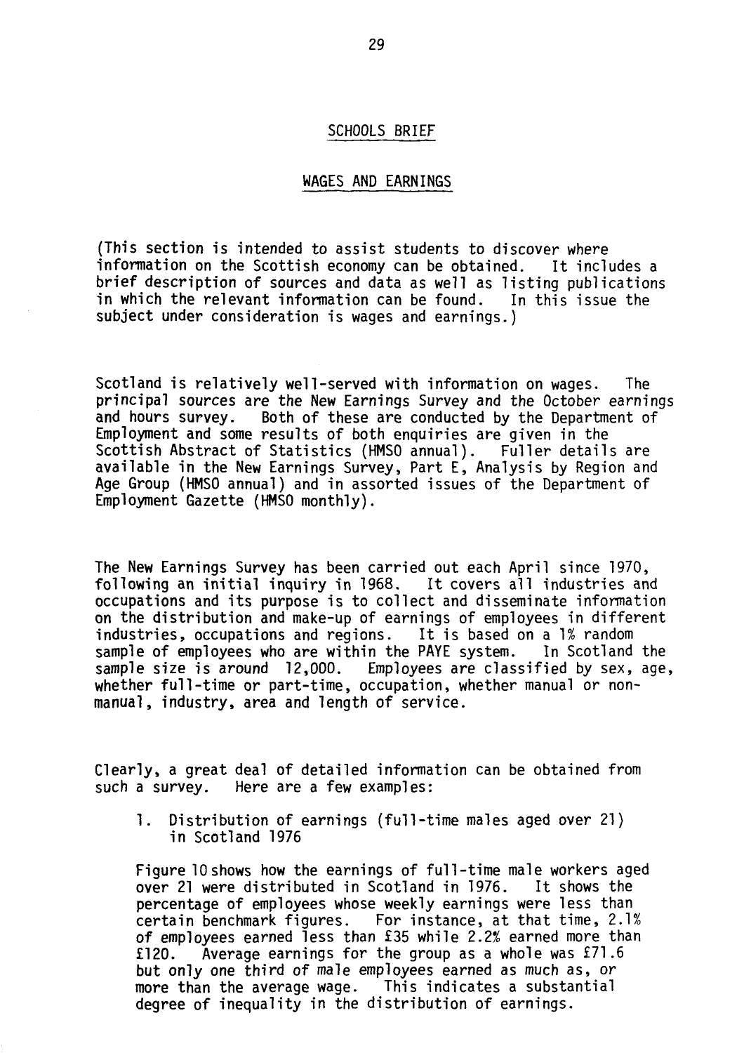## SCHOOLS BRIEF

## WAGES AND EARNINGS

(This section is intended to assist students to discover where information on the Scottish economy can be obtained. It includes a brief description of sources and data as well as listing publications in which the relevant information can be found. In this issue the subject under consideration is wages and earnings.)

Scotland is relatively well-served with information on wages. The principal sources are the New Earnings Survey and the October earnings and hours survey. Both of these are conducted by the Department of Employment and some results of both enquiries are given in the Scottish Abstract of Statistics (HMSO annual). Fuller details are available in the New Earnings Survey, Part E, Analysis by Region and Age Group (HMSO annual) and in assorted issues of the Department of Employment Gazette (HMSO monthly).

The New Earnings Survey has been carried out each April since 1970, following an initial inquiry in 1968. It covers all industries and occupations and its purpose is to collect and disseminate information on the distribution and make-up of earnings of employees in different industries, occupations and regions. It is based on a 1% random sample of employees who are within the PAYE system. In Scotland the sample size is around 12,000. Employees are classified by sex, age, whether full-time or part-time, occupation, whether manual or non-manual, industry, area and length of service.

Clearly, a great deal of detailed information can be obtained from such a survey. Here are a few examples:

1. Distribution of earnings (full-time males aged over 21) in Scotland 1976

   Figure 10 shows how the earnings of full-time male workers aged over 21 were distributed in Scotland in 1976. It shows the percentage of employees whose weekly earnings were less than certain benchmark figures. For instance, at that time, 2.1% of employees earned less than £35 while 2.2% earned more than £120. Average earnings for the group as a whole was £71.6 but only one third of male employees earned as much as, or more than the average wage. This indicates a substantial degree of inequality in the distribution of earnings.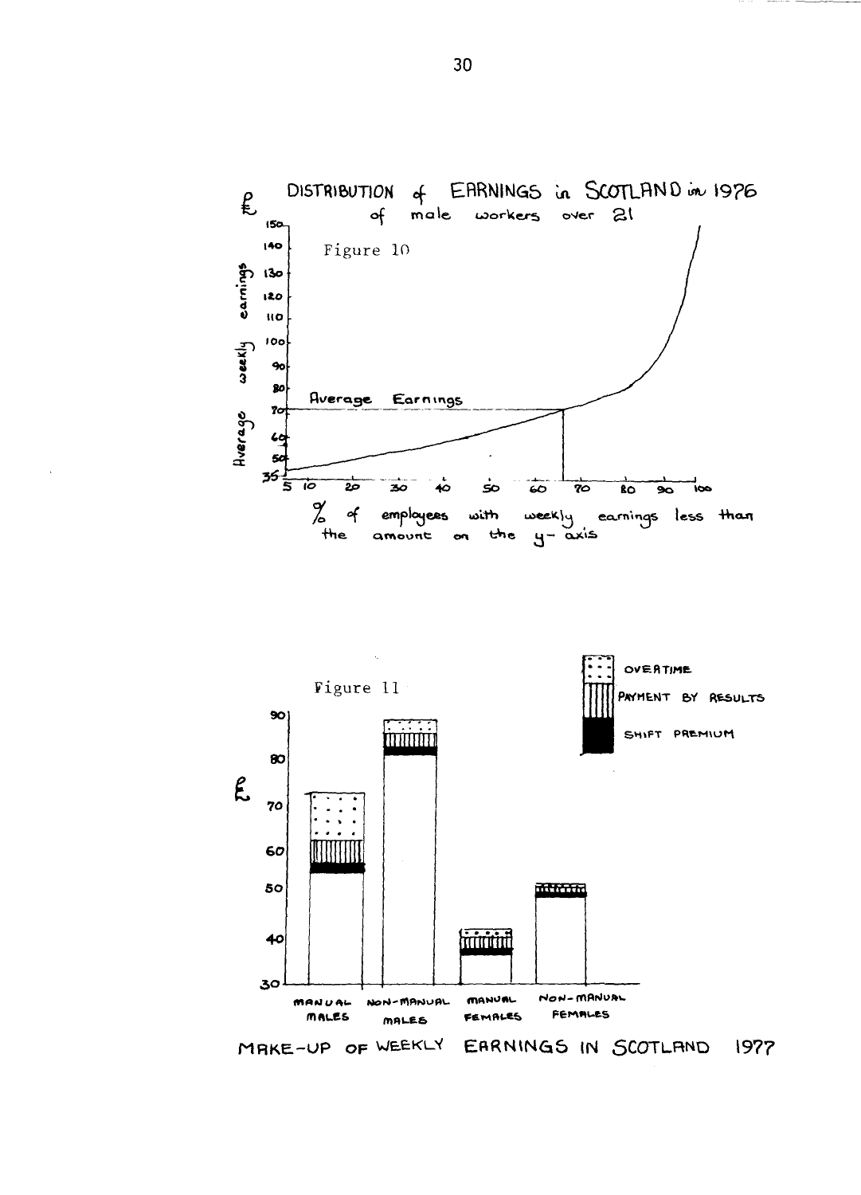DISTRIBUTION of EARNINGS in SCOTLAND in 1976
of male workers over 21

Figure 10

£ Average weekly earnings

Average Earnings

% of employees with weekly earnings less than the amount on the y-axis

Figure 11

£

OVERTIME

PAYMENT BY RESULTS

SHIFT PREMIUM

MANUAL MALES | NON-MANUAL MALES | MANUAL FEMALES | NON-MANUAL FEMALES

MAKE-UP OF WEEKLY EARNINGS IN SCOTLAND 1977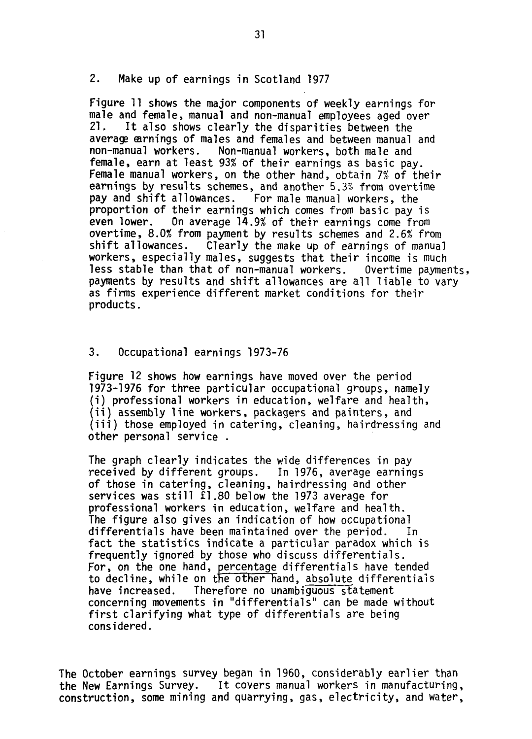## 2. Make up of earnings in Scotland 1977

Figure 11 shows the major components of weekly earnings for male and female, manual and non-manual employees aged over 21. It also shows clearly the disparities between the average earnings of males and females and between manual and non-manual workers. Non-manual workers, both male and female, earn at least 93% of their earnings as basic pay. Female manual workers, on the other hand, obtain 7% of their earnings by results schemes, and another 5.3% from overtime pay and shift allowances. For male manual workers, the proportion of their earnings which comes from basic pay is even lower. On average 14.9% of their earnings come from overtime, 8.0% from payment by results schemes and 2.6% from shift allowances. Clearly the make up of earnings of manual workers, especially males, suggests that their income is much less stable than that of non-manual workers. Overtime payments, payments by results and shift allowances are all liable to vary as firms experience different market conditions for their products.

## 3. Occupational earnings 1973-76

Figure 12 shows how earnings have moved over the period 1973-1976 for three particular occupational groups, namely (i) professional workers in education, welfare and health, (ii) assembly line workers, packagers and painters, and (iii) those employed in catering, cleaning, hairdressing and other personal service .

The graph clearly indicates the wide differences in pay received by different groups. In 1976, average earnings of those in catering, cleaning, hairdressing and other services was still £1.80 below the 1973 average for professional workers in education, welfare and health. The figure also gives an indication of how occupational differentials have been maintained over the period. In fact the statistics indicate a particular paradox which is frequently ignored by those who discuss differentials. For, on the one hand, percentage differentials have tended to decline, while on the other hand, absolute differentials have increased. Therefore no unambiguous statement concerning movements in "differentials" can be made without first clarifying what type of differentials are being considered.

The October earnings survey began in 1960, considerably earlier than the New Earnings Survey. It covers manual workers in manufacturing, construction, some mining and quarrying, gas, electricity, and water,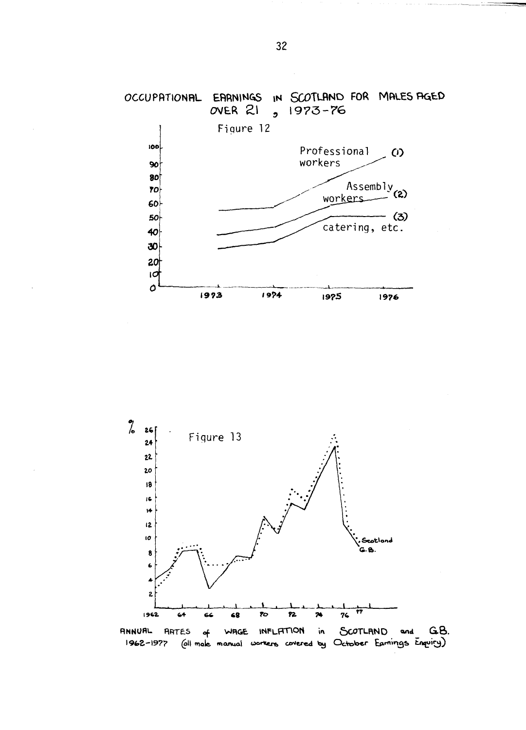OCCUPATIONAL EARNINGS IN SCOTLAND FOR MALES AGED OVER 21, 1973-76

Figure 12

ANNUAL RATES of WAGE INFLATION in SCOTLAND and G.B. 1962-1977 (all male manual workers covered by October Earnings Enquiry)

Figure 13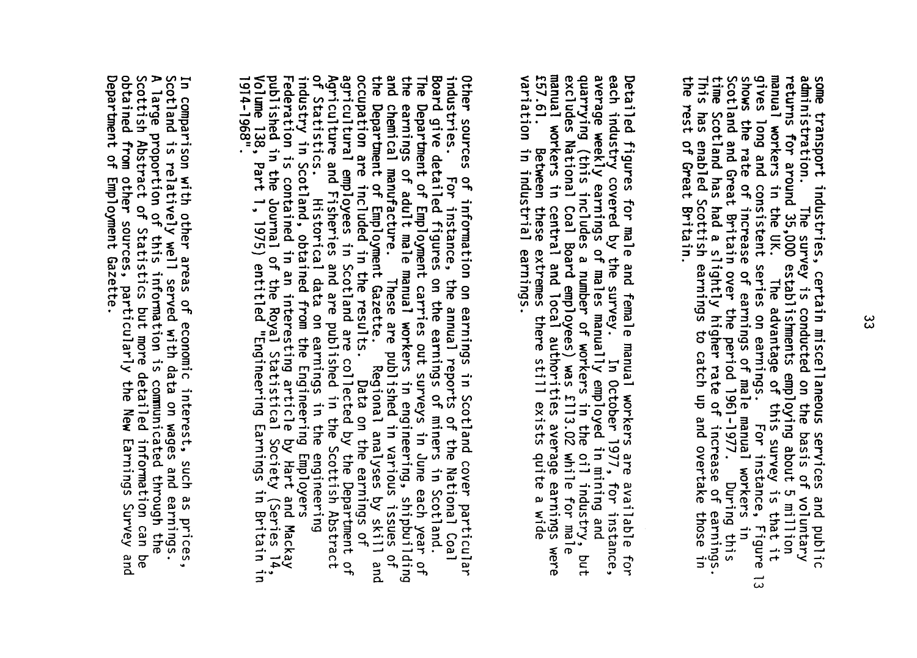some transport industries, certain miscellaneous services and public administration. The survey is conducted on the basis of voluntary returns for around 35,000 establishments employing about 5 million manual workers in the UK. The advantage of this survey is that it gives long and consistent series on earnings. For instance, Figure 13 shows the rate of increase of earnings of male manual workers in Scotland and Great Britain over the period 1961-1977. During this time Scotland has had a slightly higher rate of increase of earnings. This has enabled Scottish earnings to catch up and overtake those in the rest of Great Britain.

Detailed figures for male and female manual workers are available for each industry covered by the survey. In October 1977, for instance, average weekly earnings of males manually employed in mining and quarrying (this includes a number of workers in the oil industry, but excludes National Coal Board employees) was £113.02 while for male manual workers in central and local authorities average earnings were £57.61. Between these extremes there still exists quite a wide variation in industrial earnings.

Other sources of information on earnings in Scotland cover particular industries. For instance, the annual reports of the National Coal Board give detailed figures on the earnings of miners in Scotland. The Department of Employment carries out surveys in June each year of the earnings of adult male manual workers in engineering, shipbuilding and chemical manufacture. These are published in various issues of the Department of Employment Gazette. Regional analyses by skill and occupation are included in the results. Data on the earnings of agricultural employees in Scotland are collected by the Department of Agriculture and Fisheries and are published in the Scottish Abstract of Statistics. Historical data on earnings in the engineering industry in Scotland, obtained from the Engineering Employers Federation is contained in an interesting article by Hart and Mackay published in the Journal of the Royal Statistical Society (Series 14, Volume 138, Part 1, 1975) entitled "Engineering Earnings in Britain in 1914-1968".

In comparison with other areas of economic interest, such as prices, Scotland is relatively well served with data on wages and earnings. A large proportion of this information is communicated through the Scottish Abstract of Statistics but more detailed information can be obtained from other sources, particularly the New Earnings Survey and Department of Employment Gazette.